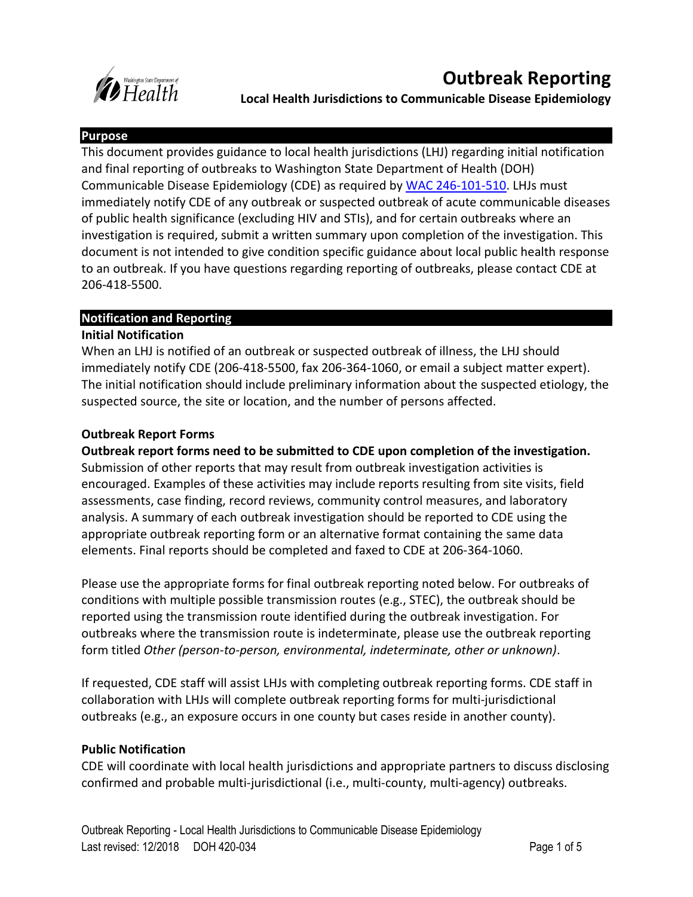# Outbreak Reporting

**Local Health Jurisdictions to Communicable Disease Epidemiology**

## Purpose

This document provides guidance to local health jurisdictions (LHJ) regarding initial notification and final reporting of outbreaks to Washington State Department of Health (DOH) Communicable Disease Epidemiology (CDE) as required by [WAC 246-101-510](). LHJs must immediately notify CDE of any outbreak or suspected outbreak of acute communicable diseases of public health significance (excluding HIV and STIs), and for certain outbreaks where an investigation is required, submit a written summary upon completion of the investigation. This document is not intended to give condition specific guidance about local public health response to an outbreak. If you have questions regarding reporting of outbreaks, please contact CDE at 206-418-5500.

## Notification and Reporting

### Initial Notification

When an LHJ is notified of an outbreak or suspected outbreak of illness, the LHJ should immediately notify CDE (206-418-5500, fax 206-364-1060, or email a subject matter expert). The initial notification should include preliminary information about the suspected etiology, the suspected source, the site or location, and the number of persons affected.

### Outbreak Report Forms

**Outbreak report forms need to be submitted to CDE upon completion of the investigation.** Submission of other reports that may result from outbreak investigation activities is encouraged. Examples of these activities may include reports resulting from site visits, field assessments, case finding, record reviews, community control measures, and laboratory analysis. A summary of each outbreak investigation should be reported to CDE using the appropriate outbreak reporting form or an alternative format containing the same data elements. Final reports should be completed and faxed to CDE at 206-364-1060.

Please use the appropriate forms for final outbreak reporting noted below. For outbreaks of conditions with multiple possible transmission routes (e.g., STEC), the outbreak should be reported using the transmission route identified during the outbreak investigation. For outbreaks where the transmission route is indeterminate, please use the outbreak reporting form titled *Other (person-to-person, environmental, indeterminate, other or unknown)*.

If requested, CDE staff will assist LHJs with completing outbreak reporting forms. CDE staff in collaboration with LHJs will complete outbreak reporting forms for multi-jurisdictional outbreaks (e.g., an exposure occurs in one county but cases reside in another county).

### Public Notification

CDE will coordinate with local health jurisdictions and appropriate partners to discuss disclosing confirmed and probable multi-jurisdictional (i.e., multi-county, multi-agency) outbreaks.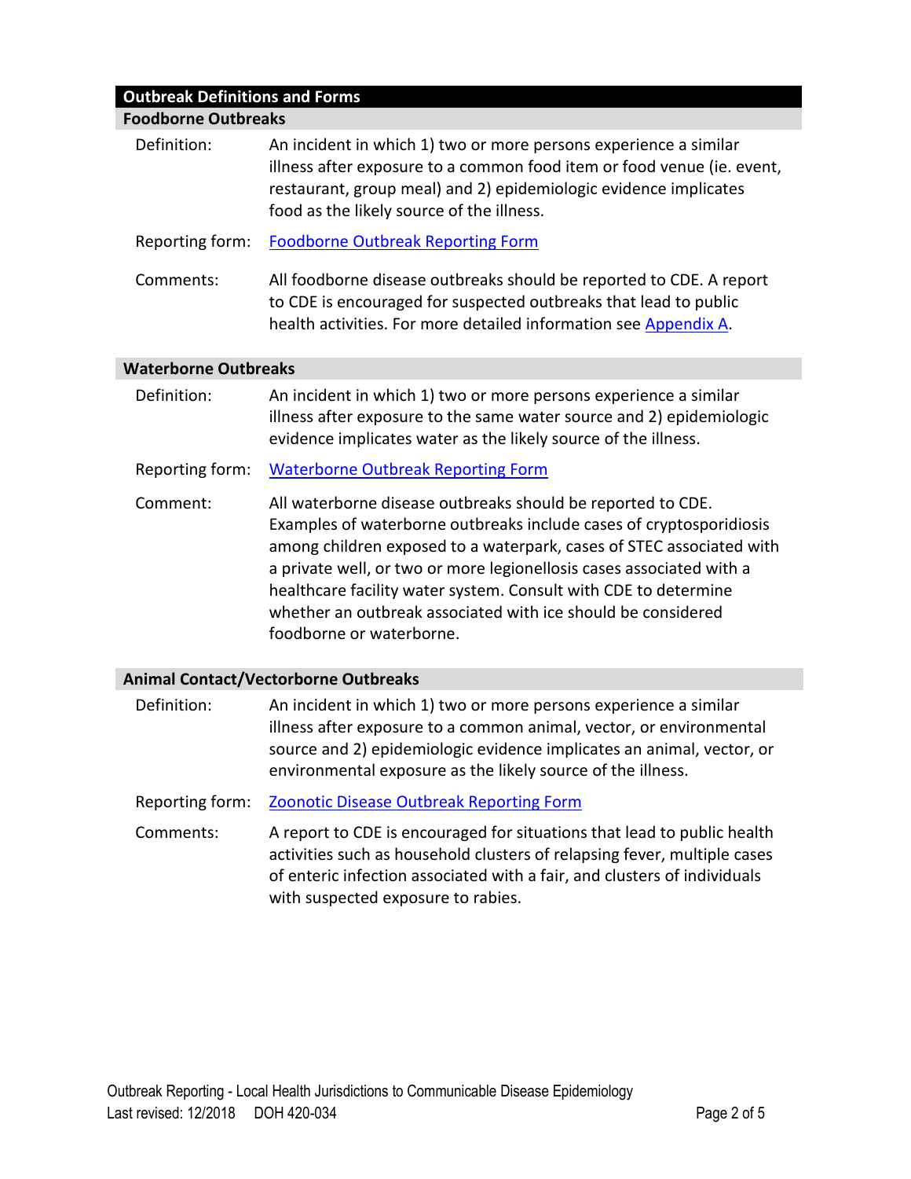## Outbreak Definitions and Forms

### Foodborne Outbreaks

| | |
|---|---|
| Definition: | An incident in which 1) two or more persons experience a similar illness after exposure to a common food item or food venue (ie. event, restaurant, group meal) and 2) epidemiologic evidence implicates food as the likely source of the illness. |
| Reporting form: | [Foodborne Outbreak Reporting Form]() |
| Comments: | All foodborne disease outbreaks should be reported to CDE. A report to CDE is encouraged for suspected outbreaks that lead to public health activities. For more detailed information see [Appendix A](). |

### Waterborne Outbreaks

| | |
|---|---|
| Definition: | An incident in which 1) two or more persons experience a similar illness after exposure to the same water source and 2) epidemiologic evidence implicates water as the likely source of the illness. |
| Reporting form: | [Waterborne Outbreak Reporting Form]() |
| Comment: | All waterborne disease outbreaks should be reported to CDE. Examples of waterborne outbreaks include cases of cryptosporidiosis among children exposed to a waterpark, cases of STEC associated with a private well, or two or more legionellosis cases associated with a healthcare facility water system. Consult with CDE to determine whether an outbreak associated with ice should be considered foodborne or waterborne. |

### Animal Contact/Vectorborne Outbreaks

| | |
|---|---|
| Definition: | An incident in which 1) two or more persons experience a similar illness after exposure to a common animal, vector, or environmental source and 2) epidemiologic evidence implicates an animal, vector, or environmental exposure as the likely source of the illness. |
| Reporting form: | [Zoonotic Disease Outbreak Reporting Form]() |
| Comments: | A report to CDE is encouraged for situations that lead to public health activities such as household clusters of relapsing fever, multiple cases of enteric infection associated with a fair, and clusters of individuals with suspected exposure to rabies. |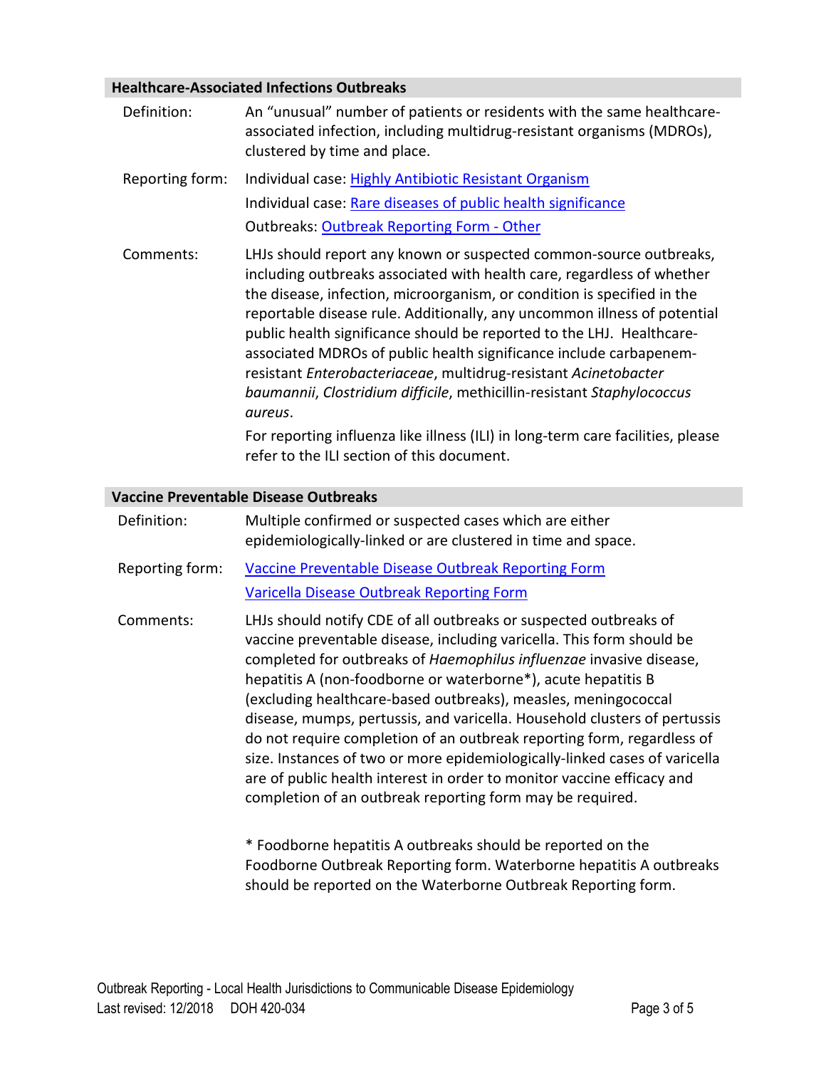## Healthcare-Associated Infections Outbreaks

**Definition:** An “unusual” number of patients or residents with the same healthcare-associated infection, including multidrug-resistant organisms (MDROs), clustered by time and place.

**Reporting form:**
Individual case: [Highly Antibiotic Resistant Organism]
Individual case: [Rare diseases of public health significance]
Outbreaks: [Outbreak Reporting Form - Other]

**Comments:** LHJs should report any known or suspected common-source outbreaks, including outbreaks associated with health care, regardless of whether the disease, infection, microorganism, or condition is specified in the reportable disease rule. Additionally, any uncommon illness of potential public health significance should be reported to the LHJ. Healthcare-associated MDROs of public health significance include carbapenem-resistant *Enterobacteriaceae*, multidrug-resistant *Acinetobacter baumannii*, *Clostridium difficile*, methicillin-resistant *Staphylococcus aureus*.

For reporting influenza like illness (ILI) in long-term care facilities, please refer to the ILI section of this document.

## Vaccine Preventable Disease Outbreaks

**Definition:** Multiple confirmed or suspected cases which are either epidemiologically-linked or are clustered in time and space.

**Reporting form:**
[Vaccine Preventable Disease Outbreak Reporting Form]
[Varicella Disease Outbreak Reporting Form]

**Comments:** LHJs should notify CDE of all outbreaks or suspected outbreaks of vaccine preventable disease, including varicella. This form should be completed for outbreaks of *Haemophilus influenzae* invasive disease, hepatitis A (non-foodborne or waterborne*), acute hepatitis B (excluding healthcare-based outbreaks), measles, meningococcal disease, mumps, pertussis, and varicella. Household clusters of pertussis do not require completion of an outbreak reporting form, regardless of size. Instances of two or more epidemiologically-linked cases of varicella are of public health interest in order to monitor vaccine efficacy and completion of an outbreak reporting form may be required.

* Foodborne hepatitis A outbreaks should be reported on the Foodborne Outbreak Reporting form. Waterborne hepatitis A outbreaks should be reported on the Waterborne Outbreak Reporting form.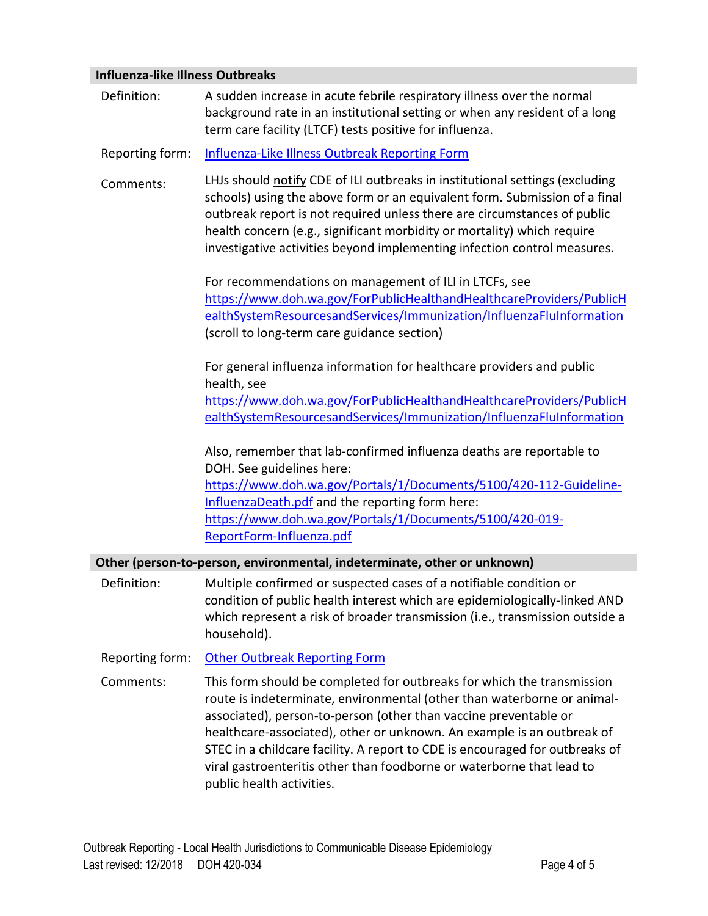## Influenza-like Illness Outbreaks

**Definition:** A sudden increase in acute febrile respiratory illness over the normal background rate in an institutional setting or when any resident of a long term care facility (LTCF) tests positive for influenza.

**Reporting form:** [Influenza-Like Illness Outbreak Reporting Form]

**Comments:** LHJs should notify CDE of ILI outbreaks in institutional settings (excluding schools) using the above form or an equivalent form. Submission of a final outbreak report is not required unless there are circumstances of public health concern (e.g., significant morbidity or mortality) which require investigative activities beyond implementing infection control measures.

For recommendations on management of ILI in LTCFs, see https://www.doh.wa.gov/ForPublicHealthandHealthcareProviders/PublicHealthSystemResourcesandServices/Immunization/InfluenzaFluInformation (scroll to long-term care guidance section)

For general influenza information for healthcare providers and public health, see https://www.doh.wa.gov/ForPublicHealthandHealthcareProviders/PublicHealthSystemResourcesandServices/Immunization/InfluenzaFluInformation

Also, remember that lab-confirmed influenza deaths are reportable to DOH. See guidelines here: https://www.doh.wa.gov/Portals/1/Documents/5100/420-112-Guideline-InfluenzaDeath.pdf and the reporting form here: https://www.doh.wa.gov/Portals/1/Documents/5100/420-019-ReportForm-Influenza.pdf

## Other (person-to-person, environmental, indeterminate, other or unknown)

**Definition:** Multiple confirmed or suspected cases of a notifiable condition or condition of public health interest which are epidemiologically-linked AND which represent a risk of broader transmission (i.e., transmission outside a household).

**Reporting form:** [Other Outbreak Reporting Form]

**Comments:** This form should be completed for outbreaks for which the transmission route is indeterminate, environmental (other than waterborne or animal-associated), person-to-person (other than vaccine preventable or healthcare-associated), other or unknown. An example is an outbreak of STEC in a childcare facility. A report to CDE is encouraged for outbreaks of viral gastroenteritis other than foodborne or waterborne that lead to public health activities.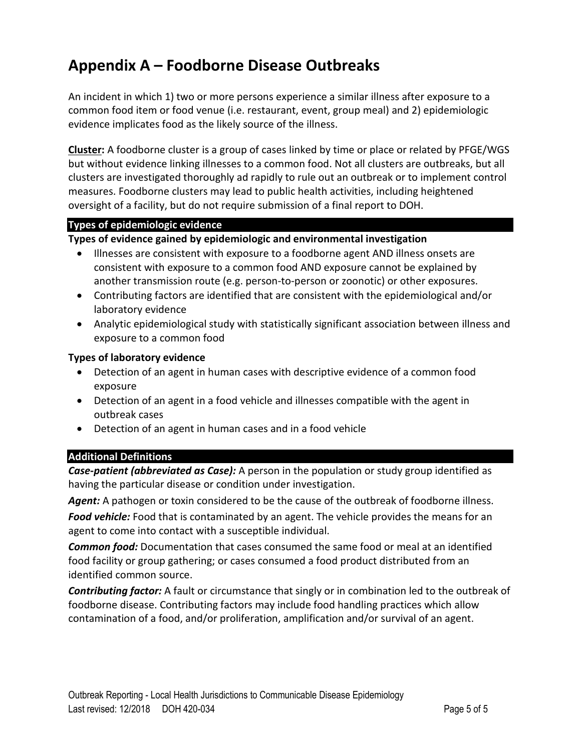# Appendix A – Foodborne Disease Outbreaks

An incident in which 1) two or more persons experience a similar illness after exposure to a common food item or food venue (i.e. restaurant, event, group meal) and 2) epidemiologic evidence implicates food as the likely source of the illness.

**Cluster:** A foodborne cluster is a group of cases linked by time or place or related by PFGE/WGS but without evidence linking illnesses to a common food. Not all clusters are outbreaks, but all clusters are investigated thoroughly ad rapidly to rule out an outbreak or to implement control measures. Foodborne clusters may lead to public health activities, including heightened oversight of a facility, but do not require submission of a final report to DOH.

## Types of epidemiologic evidence

**Types of evidence gained by epidemiologic and environmental investigation**

- Illnesses are consistent with exposure to a foodborne agent AND illness onsets are consistent with exposure to a common food AND exposure cannot be explained by another transmission route (e.g. person-to-person or zoonotic) or other exposures.
- Contributing factors are identified that are consistent with the epidemiological and/or laboratory evidence
- Analytic epidemiological study with statistically significant association between illness and exposure to a common food

**Types of laboratory evidence**

- Detection of an agent in human cases with descriptive evidence of a common food exposure
- Detection of an agent in a food vehicle and illnesses compatible with the agent in outbreak cases
- Detection of an agent in human cases and in a food vehicle

## Additional Definitions

***Case-patient (abbreviated as Case):*** A person in the population or study group identified as having the particular disease or condition under investigation.

***Agent:*** A pathogen or toxin considered to be the cause of the outbreak of foodborne illness.

***Food vehicle:*** Food that is contaminated by an agent. The vehicle provides the means for an agent to come into contact with a susceptible individual.

***Common food:*** Documentation that cases consumed the same food or meal at an identified food facility or group gathering; or cases consumed a food product distributed from an identified common source.

***Contributing factor:*** A fault or circumstance that singly or in combination led to the outbreak of foodborne disease. Contributing factors may include food handling practices which allow contamination of a food, and/or proliferation, amplification and/or survival of an agent.